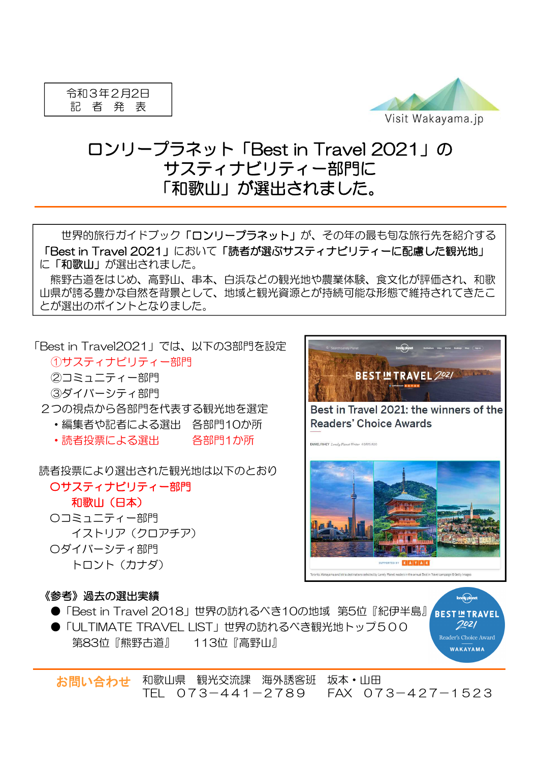令和３年２月２日
記　者　発　表

Visit Wakayama.jp

# ロンリープラネット「Best in Travel 2021」の サスティナビリティー部門に 「和歌山」が選出されました。

世界的旅行ガイドブック「**ロンリープラネット**」が、その年の最も旬な旅行先を紹介する「**Best in Travel 2021**」において「**読者が選ぶサスティナビリティーに配慮した観光地**」に「**和歌山**」が選出されました。

熊野古道をはじめ、高野山、串本、白浜などの観光地や農業体験、食文化が評価され、和歌山県が誇る豊かな自然を背景として、地域と観光資源とが持続可能な形態で維持されてきたことが選出のポイントとなりました。

「Best in Travel2021」では、以下の3部門を設定

①サスティナビリティー部門
②コミュニティー部門
③ダイバーシティ部門

２つの視点から各部門を代表する観光地を選定

- 編集者や記者による選出　各部門10か所
- 読者投票による選出　　　各部門1か所

読者投票により選出された観光地は以下のとおり

**〇サスティナビリティー部門**
**和歌山（日本）**

〇コミュニティー部門
イストリア（クロアチア）

〇ダイバーシティ部門
トロント（カナダ）

Best in Travel 2021: the winners of the Readers' Choice Awards

**《参考》過去の選出実績**

- 「Best in Travel 2018」世界の訪れるべき10の地域　第5位『紀伊半島』
- 「ULTIMATE TRAVEL LIST」世界の訪れるべき観光地トップ５００
  第83位『熊野古道』　　113位『高野山』

**お問い合わせ**　和歌山県　観光交流課　海外誘客班　坂本・山田
TEL　０７３－４４１－２７８９　　FAX　０７３－４２７－１５２３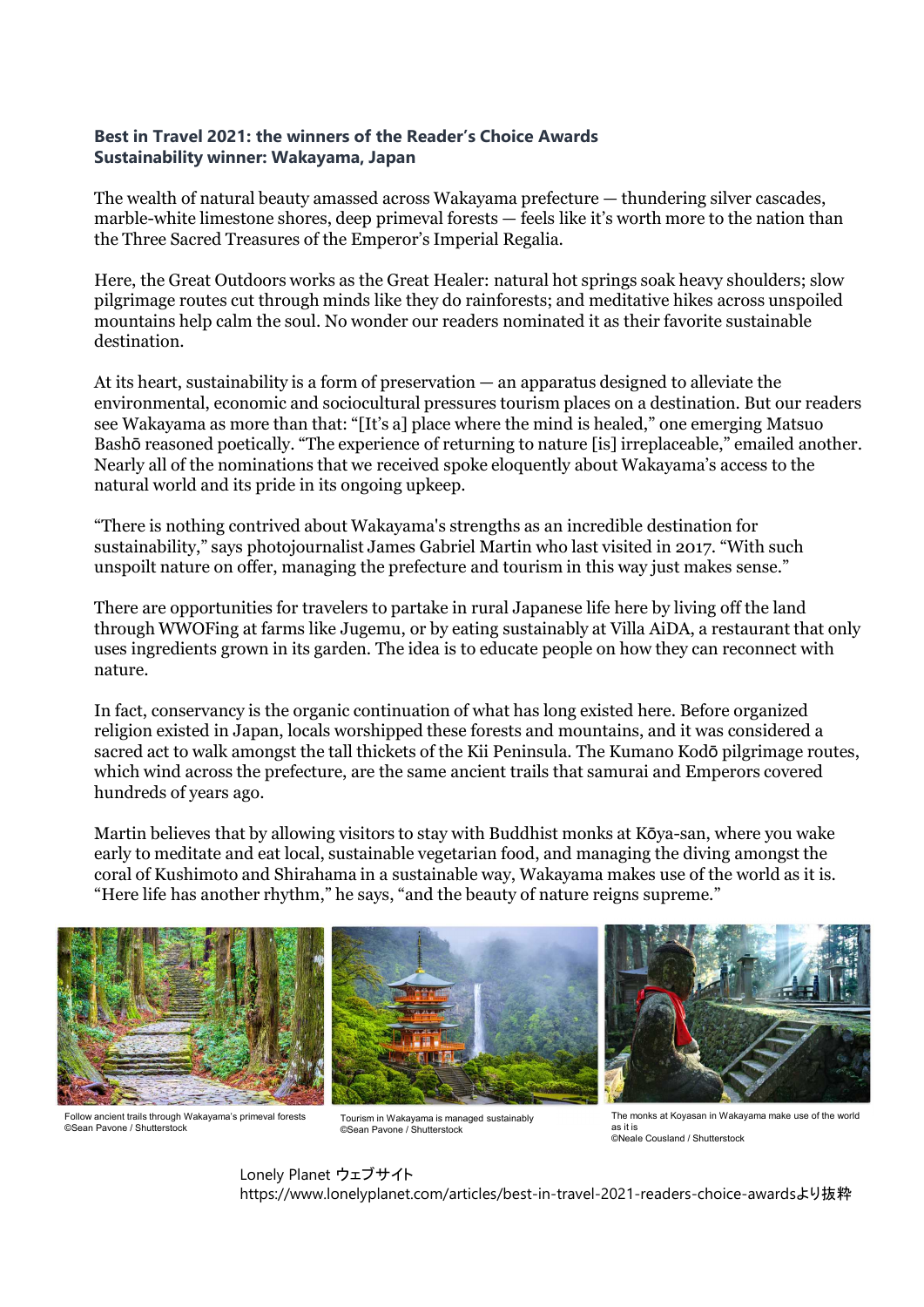**Best in Travel 2021: the winners of the Reader's Choice Awards**
**Sustainability winner: Wakayama, Japan**

The wealth of natural beauty amassed across Wakayama prefecture — thundering silver cascades, marble-white limestone shores, deep primeval forests — feels like it's worth more to the nation than the Three Sacred Treasures of the Emperor's Imperial Regalia.

Here, the Great Outdoors works as the Great Healer: natural hot springs soak heavy shoulders; slow pilgrimage routes cut through minds like they do rainforests; and meditative hikes across unspoiled mountains help calm the soul. No wonder our readers nominated it as their favorite sustainable destination.

At its heart, sustainability is a form of preservation — an apparatus designed to alleviate the environmental, economic and sociocultural pressures tourism places on a destination. But our readers see Wakayama as more than that: "[It's a] place where the mind is healed," one emerging Matsuo Bashō reasoned poetically. "The experience of returning to nature [is] irreplaceable," emailed another. Nearly all of the nominations that we received spoke eloquently about Wakayama's access to the natural world and its pride in its ongoing upkeep.

"There is nothing contrived about Wakayama's strengths as an incredible destination for sustainability," says photojournalist James Gabriel Martin who last visited in 2017. "With such unspoilt nature on offer, managing the prefecture and tourism in this way just makes sense."

There are opportunities for travelers to partake in rural Japanese life here by living off the land through WWOFing at farms like Jugemu, or by eating sustainably at Villa AiDA, a restaurant that only uses ingredients grown in its garden. The idea is to educate people on how they can reconnect with nature.

In fact, conservancy is the organic continuation of what has long existed here. Before organized religion existed in Japan, locals worshipped these forests and mountains, and it was considered a sacred act to walk amongst the tall thickets of the Kii Peninsula. The Kumano Kodō pilgrimage routes, which wind across the prefecture, are the same ancient trails that samurai and Emperors covered hundreds of years ago.

Martin believes that by allowing visitors to stay with Buddhist monks at Kōya-san, where you wake early to meditate and eat local, sustainable vegetarian food, and managing the diving amongst the coral of Kushimoto and Shirahama in a sustainable way, Wakayama makes use of the world as it is. "Here life has another rhythm," he says, "and the beauty of nature reigns supreme."

Follow ancient trails through Wakayama's primeval forests
©Sean Pavone / Shutterstock

Tourism in Wakayama is managed sustainably
©Sean Pavone / Shutterstock

The monks at Koyasan in Wakayama make use of the world as it is
©Neale Cousland / Shutterstock

Lonely Planet ウェブサイト
https://www.lonelyplanet.com/articles/best-in-travel-2021-readers-choice-awardsより抜粋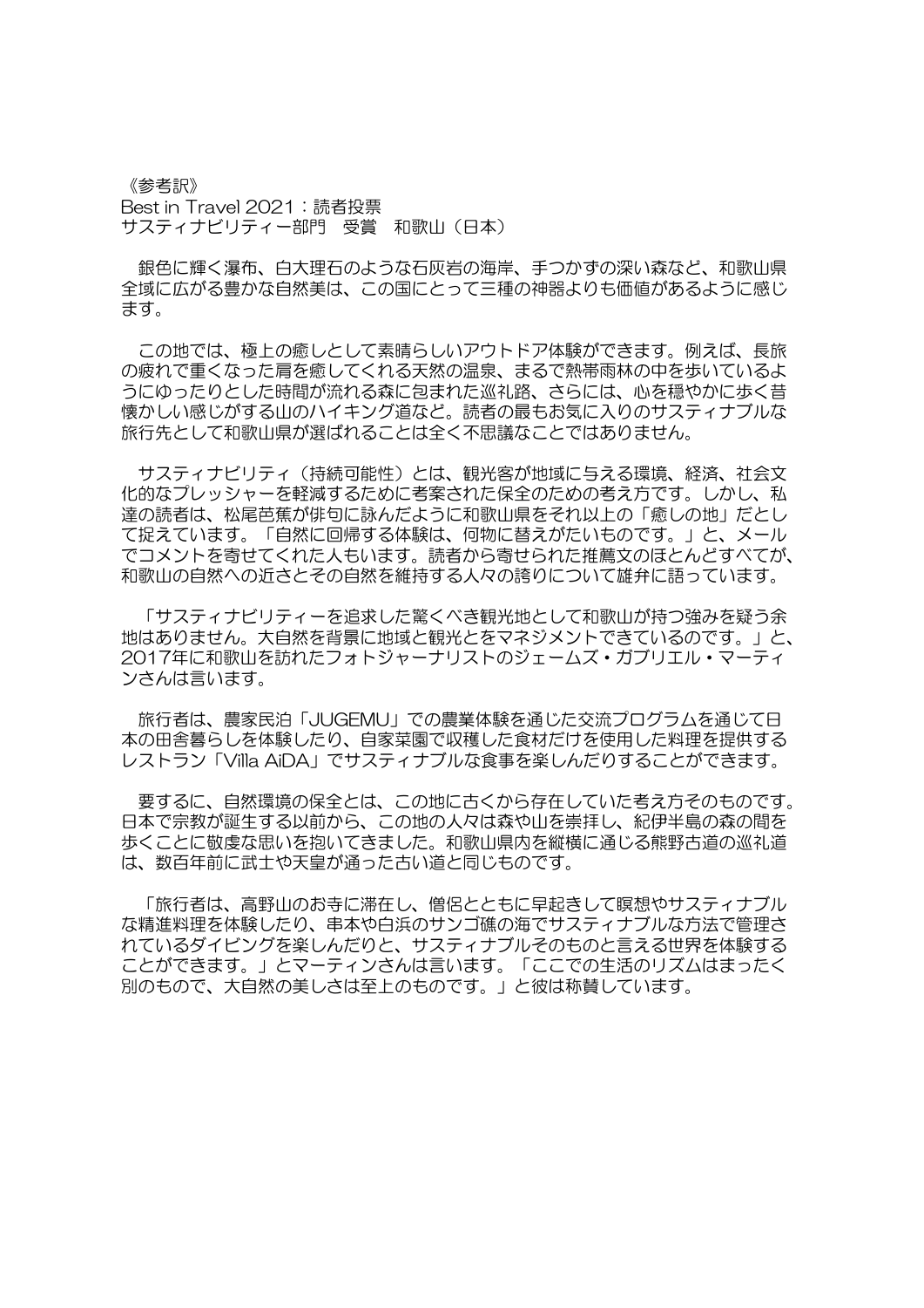《参考訳》
Best in Travel 2021：読者投票
サスティナビリティー部門　受賞　和歌山（日本）

銀色に輝く瀑布、白大理石のような石灰岩の海岸、手つかずの深い森など、和歌山県全域に広がる豊かな自然美は、この国にとって三種の神器よりも価値があるように感じます。

この地では、極上の癒しとして素晴らしいアウトドア体験ができます。例えば、長旅の疲れで重くなった肩を癒してくれる天然の温泉、まるで熱帯雨林の中を歩いているようにゆったりとした時間が流れる森に包まれた巡礼路、さらには、心を穏やかに歩く昔懐かしい感じがする山のハイキング道など。読者の最もお気に入りのサステナブルな旅行先として和歌山県が選ばれることは全く不思議なことではありません。

サスティナビリティ（持続可能性）とは、観光客が地域に与える環境、経済、社会文化的なプレッシャーを軽減するために考案された保全のための考え方です。しかし、私達の読者は、松尾芭蕉が俳句に詠んだように和歌山県をそれ以上の「癒しの地」だとして捉えています。「自然に回帰する体験は、何物に替えがたいものです。」と、メールでコメントを寄せてくれた人もいます。読者から寄せられた推薦文のほとんどすべてが、和歌山の自然への近さとその自然を維持する人々の誇りについて雄弁に語っています。

「サスティナビリティーを追求した驚くべき観光地として和歌山が持つ強みを疑う余地はありません。大自然を背景に地域と観光とをマネジメントできているのです。」と、2017年に和歌山を訪れたフォトジャーナリストのジェームズ・ガブリエル・マーティンさんは言います。

旅行者は、農家民泊「JUGEMU」での農業体験を通じた交流プログラムを通じて日本の田舎暮らしを体験したり、自家菜園で収穫した食材だけを使用した料理を提供するレストラン「Villa AiDA」でサステナブルな食事を楽しんだりすることができます。

要するに、自然環境の保全とは、この地に古くから存在していた考え方そのものです。日本で宗教が誕生する以前から、この地の人々は森や山を崇拝し、紀伊半島の森の間を歩くことに敬虔な思いを抱いてきました。和歌山県内を縦横に通じる熊野古道の巡礼道は、数百年前に武士や天皇が通った古い道と同じものです。

「旅行者は、高野山のお寺に滞在し、僧侶とともに早起きして瞑想やサスティナブルな精進料理を体験したり、串本や白浜のサンゴ礁の海でサスティナブルな方法で管理されているダイビングを楽しんだりと、サステナブルそのものと言える世界を体験することができます。」とマーティンさんは言います。「ここでの生活のリズムはまったく別のもので、大自然の美しさは至上のものです。」と彼は称賛しています。